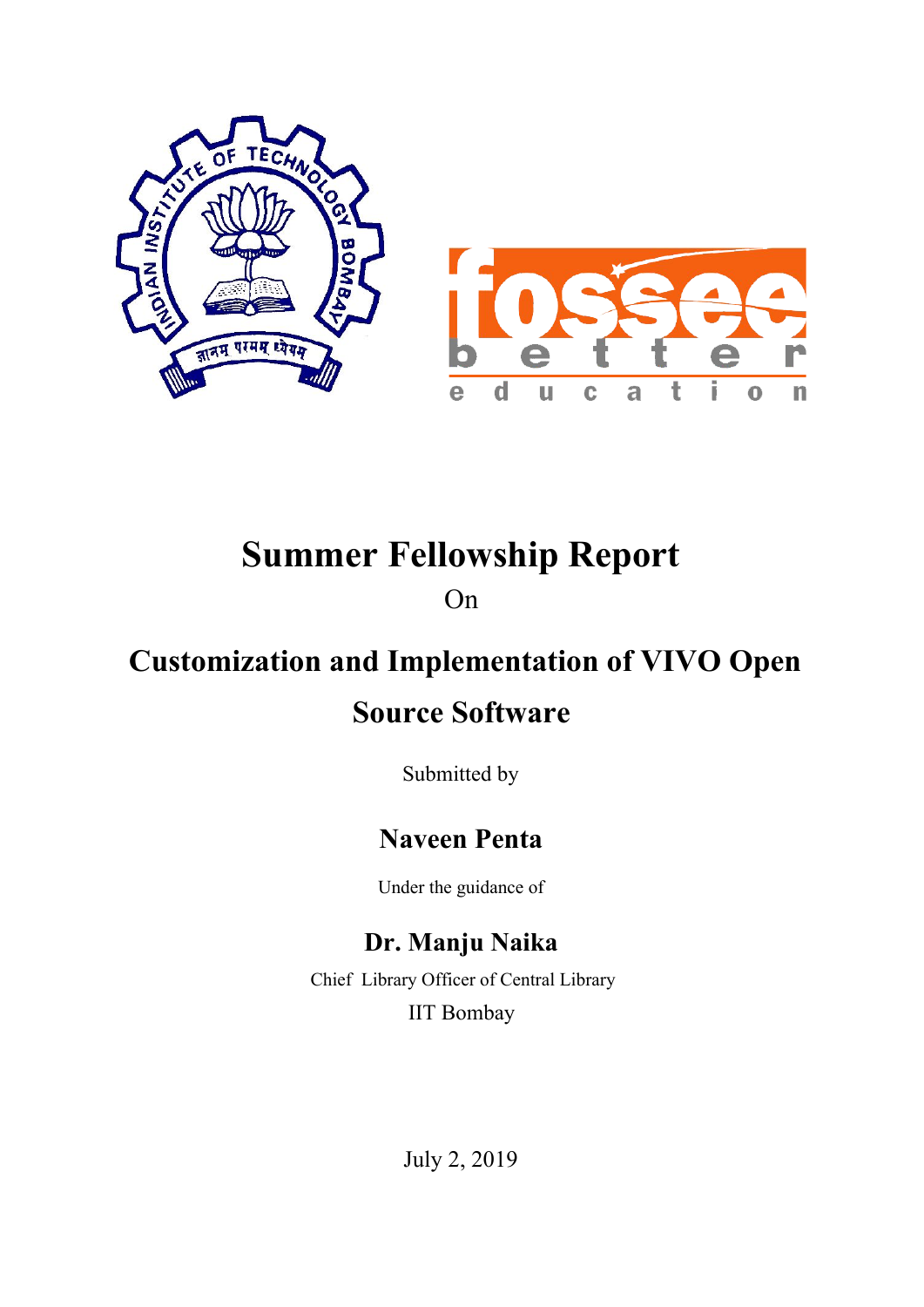# Summer Fellowship Report

On

## Customization and Implementation of VIVO Open Source Software

Submitted by

### Naveen Penta

Under the guidance of

### Dr. Manju Naika

Chief Library Officer of Central Library

IIT Bombay

July 2, 2019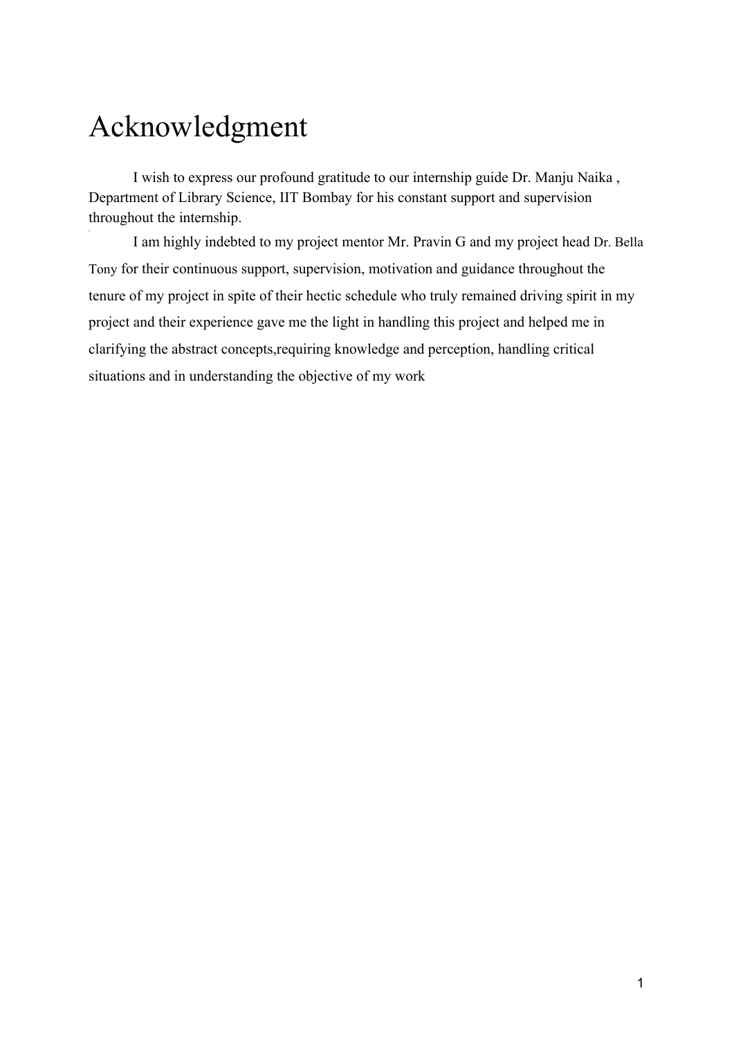# Acknowledgment

I wish to express our profound gratitude to our internship guide Dr. Manju Naika , Department of Library Science, IIT Bombay for his constant support and supervision throughout the internship.

I am highly indebted to my project mentor Mr. Pravin G and my project head Dr. Bella Tony for their continuous support, supervision, motivation and guidance throughout the tenure of my project in spite of their hectic schedule who truly remained driving spirit in my project and their experience gave me the light in handling this project and helped me in clarifying the abstract concepts,requiring knowledge and perception, handling critical situations and in understanding the objective of my work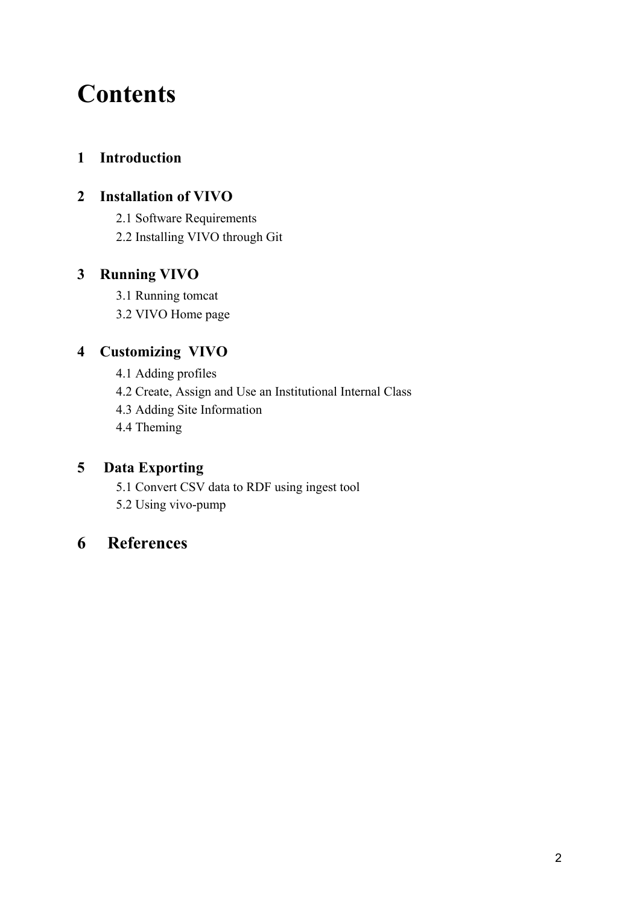# Contents

**1 Introduction**

**2 Installation of VIVO**

- 2.1 Software Requirements
- 2.2 Installing VIVO through Git

**3 Running VIVO**

- 3.1 Running tomcat
- 3.2 VIVO Home page

**4 Customizing VIVO**

- 4.1 Adding profiles
- 4.2 Create, Assign and Use an Institutional Internal Class
- 4.3 Adding Site Information
- 4.4 Theming

**5 Data Exporting**

- 5.1 Convert CSV data to RDF using ingest tool
- 5.2 Using vivo-pump

**6 References**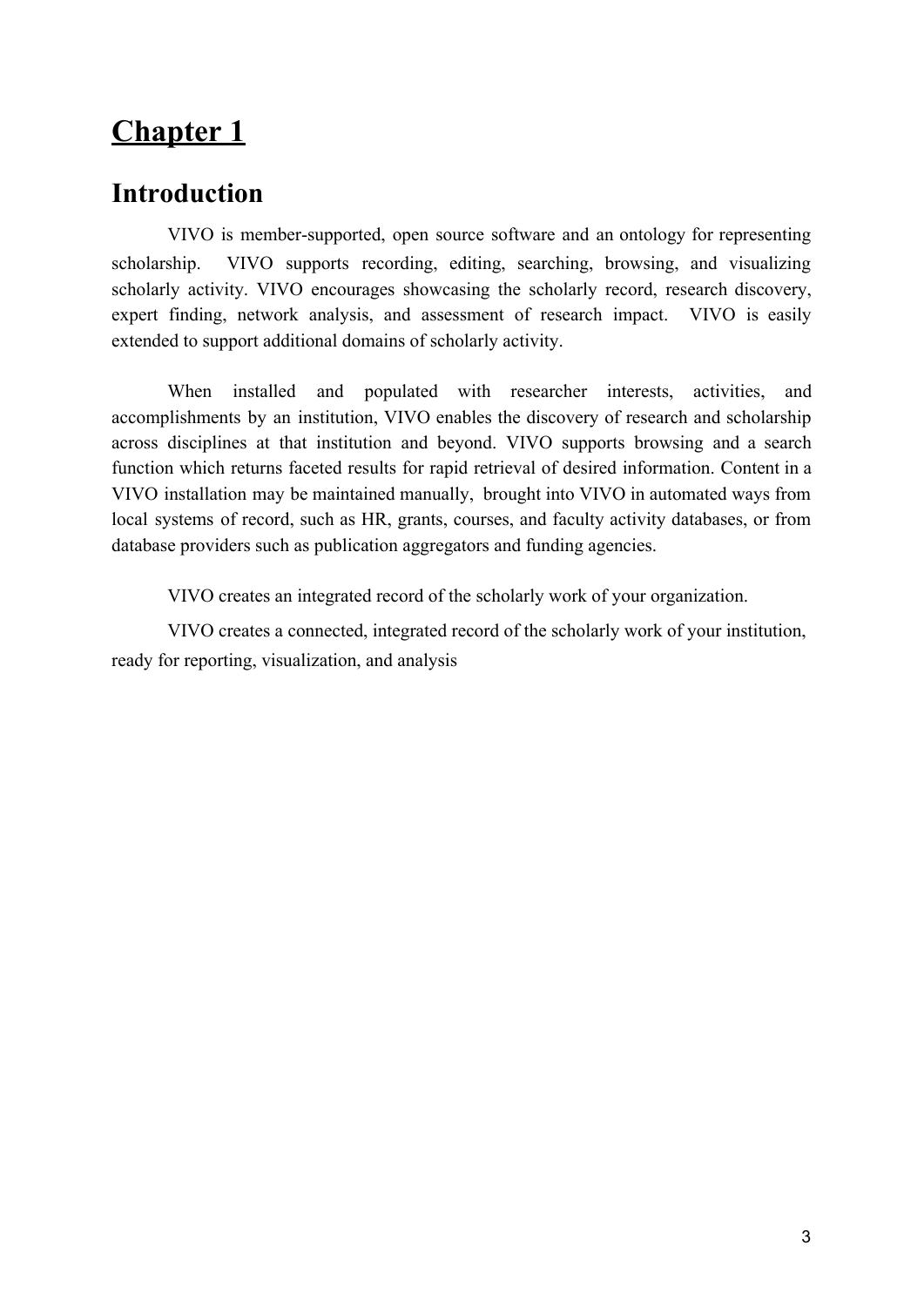# Chapter 1

## Introduction

VIVO is member-supported, open source software and an ontology for representing scholarship. VIVO supports recording, editing, searching, browsing, and visualizing scholarly activity. VIVO encourages showcasing the scholarly record, research discovery, expert finding, network analysis, and assessment of research impact. VIVO is easily extended to support additional domains of scholarly activity.

When installed and populated with researcher interests, activities, and accomplishments by an institution, VIVO enables the discovery of research and scholarship across disciplines at that institution and beyond. VIVO supports browsing and a search function which returns faceted results for rapid retrieval of desired information. Content in a VIVO installation may be maintained manually, brought into VIVO in automated ways from local systems of record, such as HR, grants, courses, and faculty activity databases, or from database providers such as publication aggregators and funding agencies.

VIVO creates an integrated record of the scholarly work of your organization.

VIVO creates a connected, integrated record of the scholarly work of your institution, ready for reporting, visualization, and analysis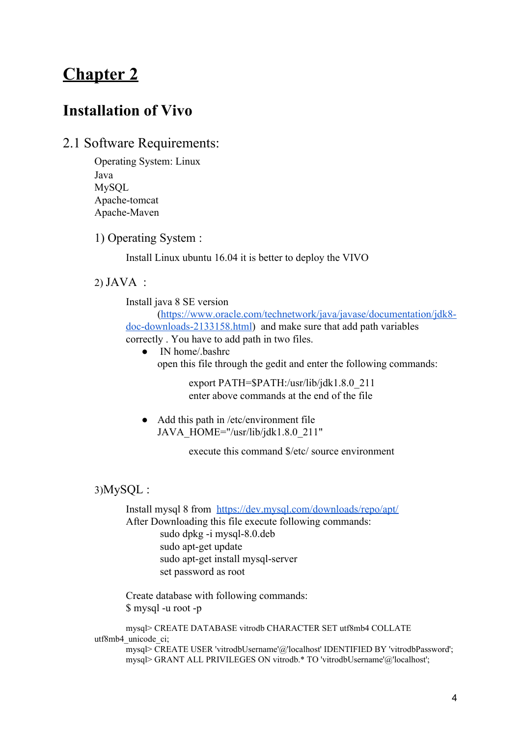# Chapter 2

## Installation of Vivo

### 2.1 Software Requirements:

Operating System: Linux
Java
MySQL
Apache-tomcat
Apache-Maven

#### 1) Operating System :

Install Linux ubuntu 16.04 it is better to deploy the VIVO

#### 2) JAVA :

Install java 8 SE version ([https://www.oracle.com/technetwork/java/javase/documentation/jdk8-doc-downloads-2133158.html](https://www.oracle.com/technetwork/java/javase/documentation/jdk8-doc-downloads-2133158.html)) and make sure that add path variables correctly . You have to add path in two files.

- IN home/.bashrc
  open this file through the gedit and enter the following commands:

  ```
  export PATH=$PATH:/usr/lib/jdk1.8.0_211
  ```
  enter above commands at the end of the file

- Add this path in /etc/environment file
  JAVA_HOME="/usr/lib/jdk1.8.0_211"

  execute this command $/etc/ source environment

#### 3)MySQL :

Install mysql 8 from [https://dev.mysql.com/downloads/repo/apt/](https://dev.mysql.com/downloads/repo/apt/)
After Downloading this file execute following commands:

```
sudo dpkg -i mysql-8.0.deb
sudo apt-get update
sudo apt-get install mysql-server
```
set password as root

Create database with following commands:

```
$ mysql -u root -p
mysql> CREATE DATABASE vitrodb CHARACTER SET utf8mb4 COLLATE utf8mb4_unicode_ci;
mysql> CREATE USER 'vitrodbUsername'@'localhost' IDENTIFIED BY 'vitrodbPassword';
mysql> GRANT ALL PRIVILEGES ON vitrodb.* TO 'vitrodbUsername'@'localhost';
```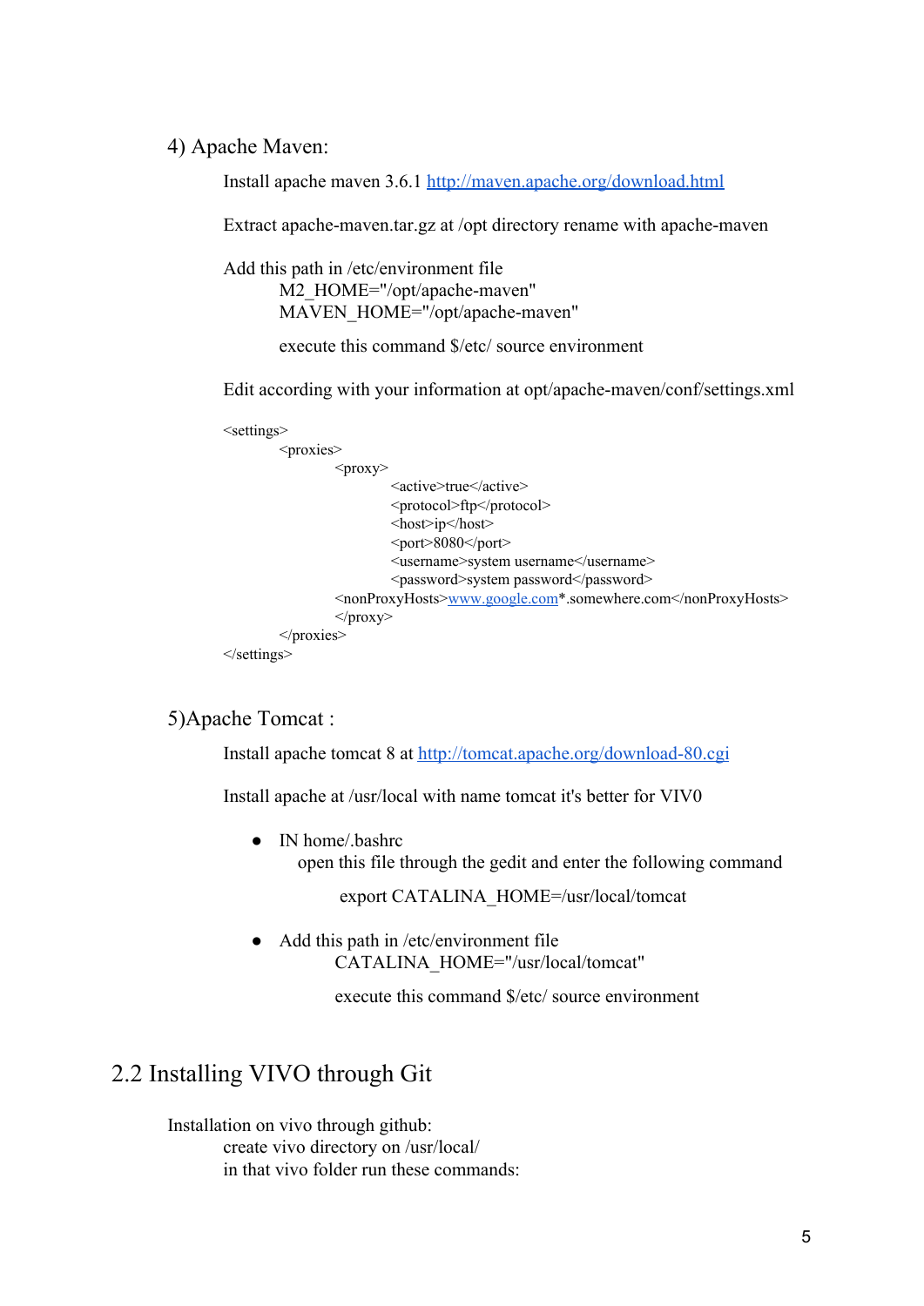4) Apache Maven:

Install apache maven 3.6.1 http://maven.apache.org/download.html

Extract apache-maven.tar.gz at /opt directory rename with apache-maven

Add this path in /etc/environment file

M2_HOME="/opt/apache-maven"
MAVEN_HOME="/opt/apache-maven"

execute this command $/etc/ source environment

Edit according with your information at opt/apache-maven/conf/settings.xml

```
<settings>
        <proxies>
                <proxy>
                        <active>true</active>
                        <protocol>ftp</protocol>
                        <host>ip</host>
                        <port>8080</port>
                        <username>system username</username>
                        <password>system password</password>
                <nonProxyHosts>www.google.com*.somewhere.com</nonProxyHosts>
                </proxy>
        </proxies>
</settings>
```

5)Apache Tomcat :

Install apache tomcat 8 at http://tomcat.apache.org/download-80.cgi

Install apache at /usr/local with name tomcat it's better for VIV0

- IN home/.bashrc
  open this file through the gedit and enter the following command

  export CATALINA_HOME=/usr/local/tomcat

- Add this path in /etc/environment file
  CATALINA_HOME="/usr/local/tomcat"

  execute this command $/etc/ source environment

## 2.2 Installing VIVO through Git

Installation on vivo through github:
create vivo directory on /usr/local/
in that vivo folder run these commands: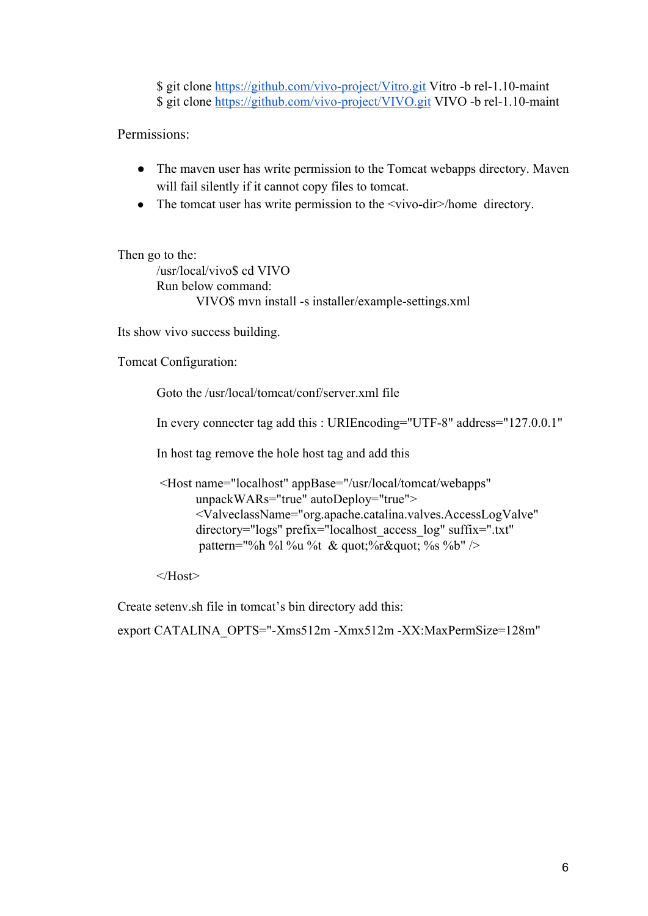$ git clone https://github.com/vivo-project/Vitro.git Vitro -b rel-1.10-maint
$ git clone https://github.com/vivo-project/VIVO.git VIVO -b rel-1.10-maint

Permissions:

- The maven user has write permission to the Tomcat webapps directory. Maven will fail silently if it cannot copy files to tomcat.
- The tomcat user has write permission to the <vivo-dir>/home directory.

Then go to the:

/usr/local/vivo$ cd VIVO

Run below command:

VIVO$ mvn install -s installer/example-settings.xml

Its show vivo success building.

Tomcat Configuration:

Goto the /usr/local/tomcat/conf/server.xml file

In every connecter tag add this : URIEncoding="UTF-8" address="127.0.0.1"

In host tag remove the hole host tag and add this

```
<Host name="localhost" appBase="/usr/local/tomcat/webapps"
        unpackWARs="true" autoDeploy="true">
        <ValveclassName="org.apache.catalina.valves.AccessLogValve"
        directory="logs" prefix="localhost_access_log" suffix=".txt"
         pattern="%h %l %u %t  & quot;%r&quot; %s %b" />

</Host>
```

Create setenv.sh file in tomcat's bin directory add this:

export CATALINA_OPTS="-Xms512m -Xmx512m -XX:MaxPermSize=128m"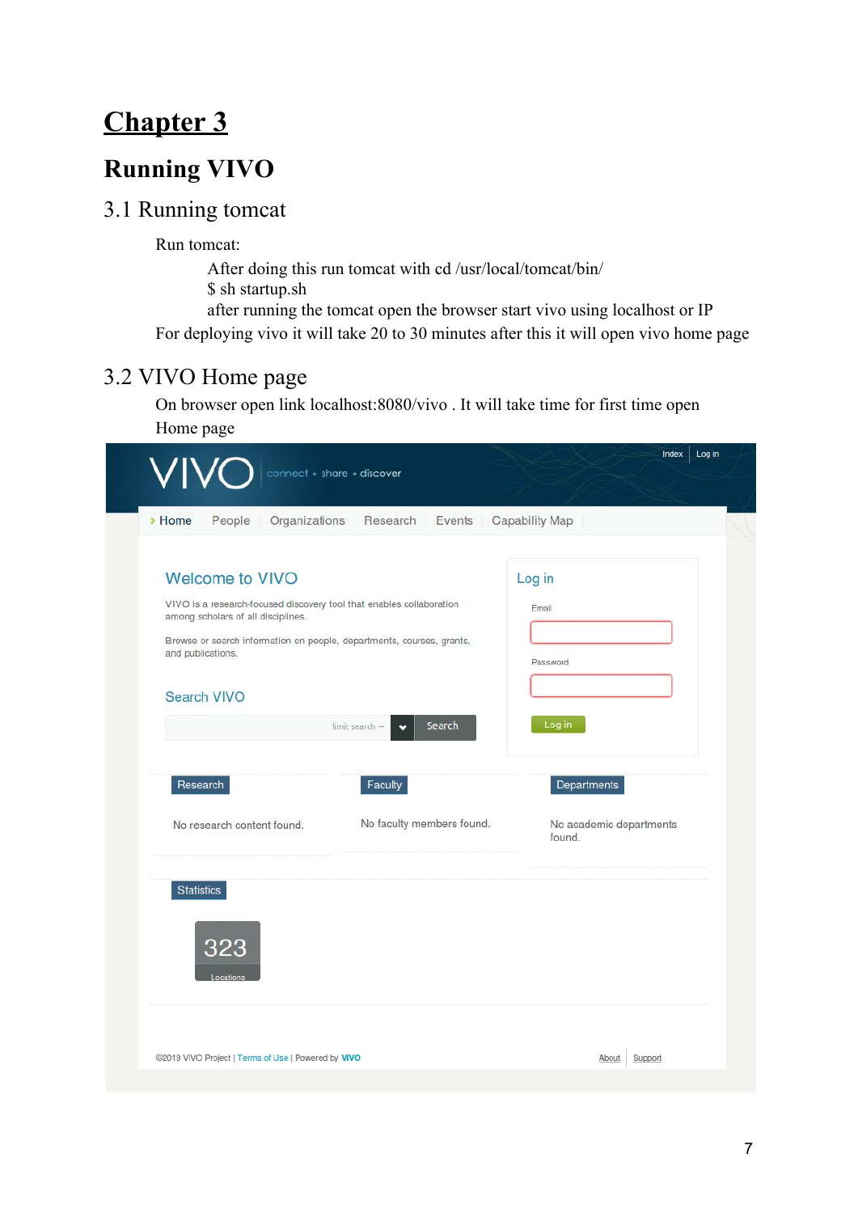# Chapter 3

# Running VIVO

## 3.1 Running tomcat

Run tomcat:

After doing this run tomcat with cd /usr/local/tomcat/bin/

$ sh startup.sh

after running the tomcat open the browser start vivo using localhost or IP

For deploying vivo it will take 20 to 30 minutes after this it will open vivo home page

## 3.2 VIVO Home page

On browser open link localhost:8080/vivo . It will take time for first time open Home page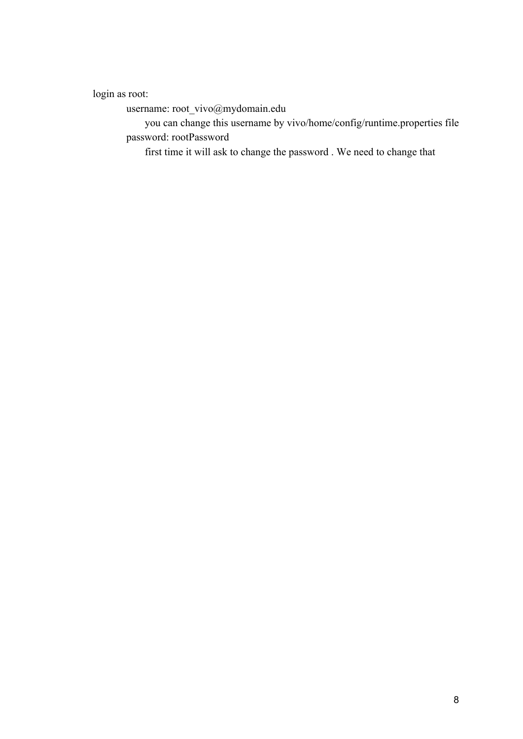login as root:

- username: root_vivo@mydomain.edu
  - you can change this username by vivo/home/config/runtime.properties file
- password: rootPassword
  - first time it will ask to change the password . We need to change that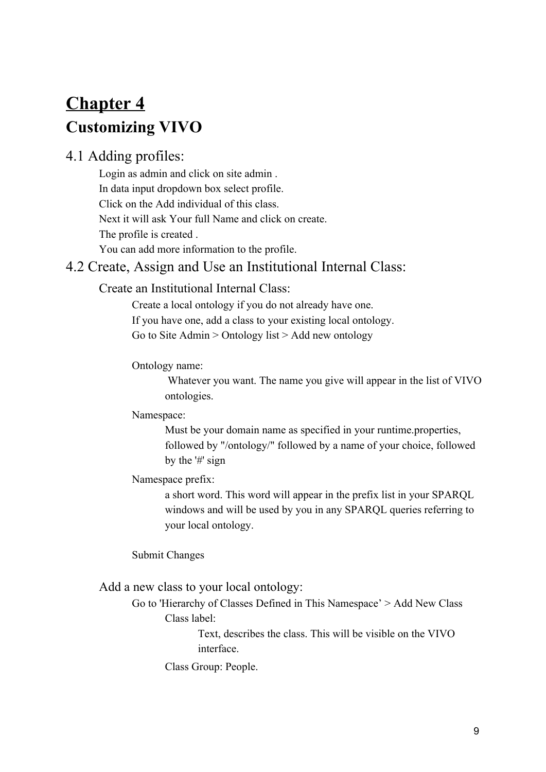# Chapter 4

## Customizing VIVO

### 4.1 Adding profiles:

Login as admin and click on site admin .

In data input dropdown box select profile.

Click on the Add individual of this class.

Next it will ask Your full Name and click on create.

The profile is created .

You can add more information to the profile.

### 4.2 Create, Assign and Use an Institutional Internal Class:

#### Create an Institutional Internal Class:

Create a local ontology if you do not already have one.

If you have one, add a class to your existing local ontology.

Go to Site Admin > Ontology list > Add new ontology

Ontology name:

> Whatever you want. The name you give will appear in the list of VIVO ontologies.

Namespace:

> Must be your domain name as specified in your runtime.properties, followed by "/ontology/" followed by a name of your choice, followed by the '#' sign

Namespace prefix:

> a short word. This word will appear in the prefix list in your SPARQL windows and will be used by you in any SPARQL queries referring to your local ontology.

Submit Changes

#### Add a new class to your local ontology:

Go to 'Hierarchy of Classes Defined in This Namespace' > Add New Class

Class label:

> Text, describes the class. This will be visible on the VIVO interface.

Class Group: People.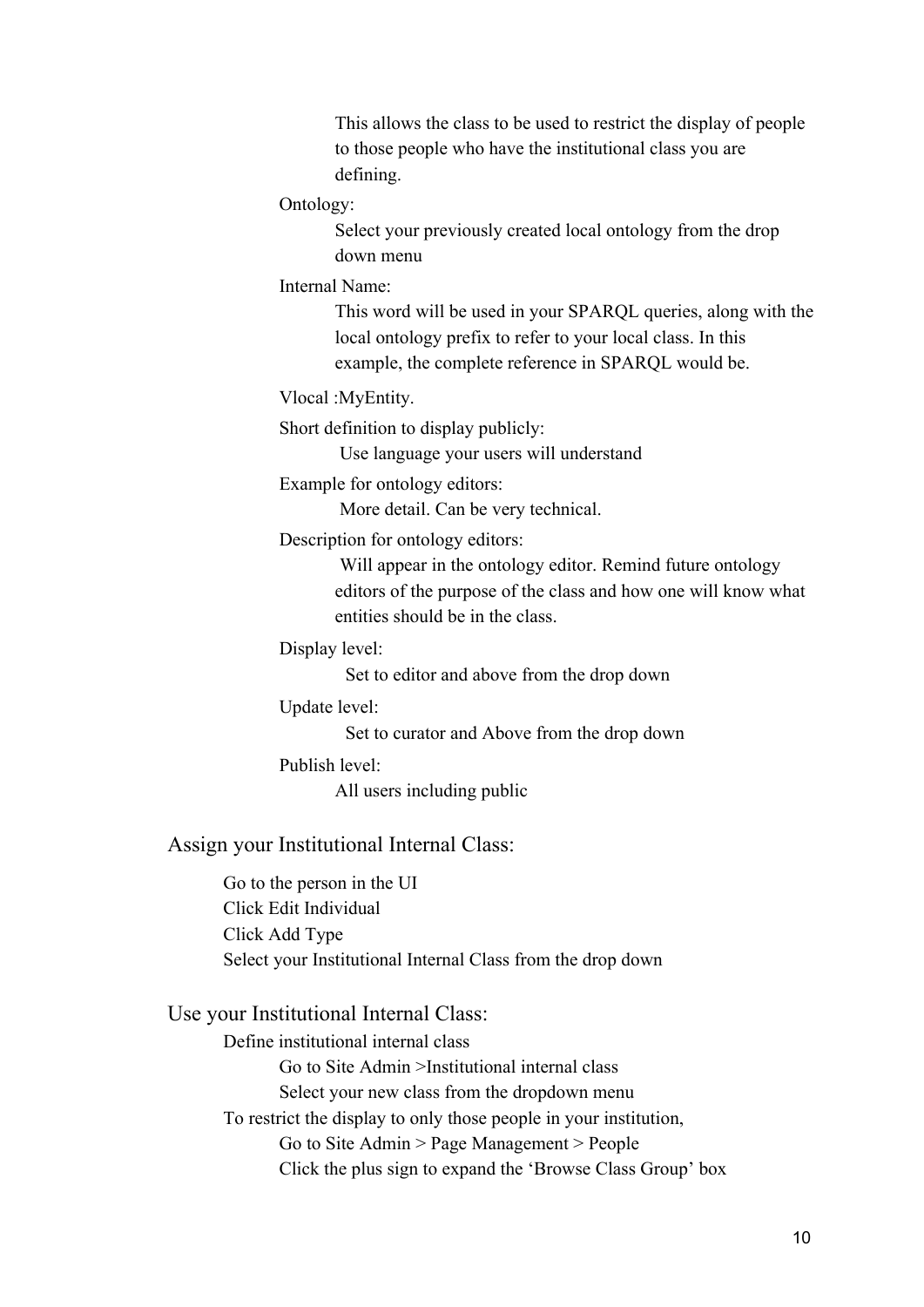This allows the class to be used to restrict the display of people to those people who have the institutional class you are defining.

Ontology:

Select your previously created local ontology from the drop down menu

Internal Name:

This word will be used in your SPARQL queries, along with the local ontology prefix to refer to your local class. In this example, the complete reference in SPARQL would be.

Vlocal :MyEntity.

Short definition to display publicly:

Use language your users will understand

Example for ontology editors:

More detail. Can be very technical.

Description for ontology editors:

Will appear in the ontology editor. Remind future ontology editors of the purpose of the class and how one will know what entities should be in the class.

Display level:

Set to editor and above from the drop down

Update level:

Set to curator and Above from the drop down

Publish level:

All users including public

## Assign your Institutional Internal Class:

Go to the person in the UI

Click Edit Individual

Click Add Type

Select your Institutional Internal Class from the drop down

## Use your Institutional Internal Class:

Define institutional internal class

Go to Site Admin >Institutional internal class

Select your new class from the dropdown menu

To restrict the display to only those people in your institution,

Go to Site Admin > Page Management > People

Click the plus sign to expand the 'Browse Class Group' box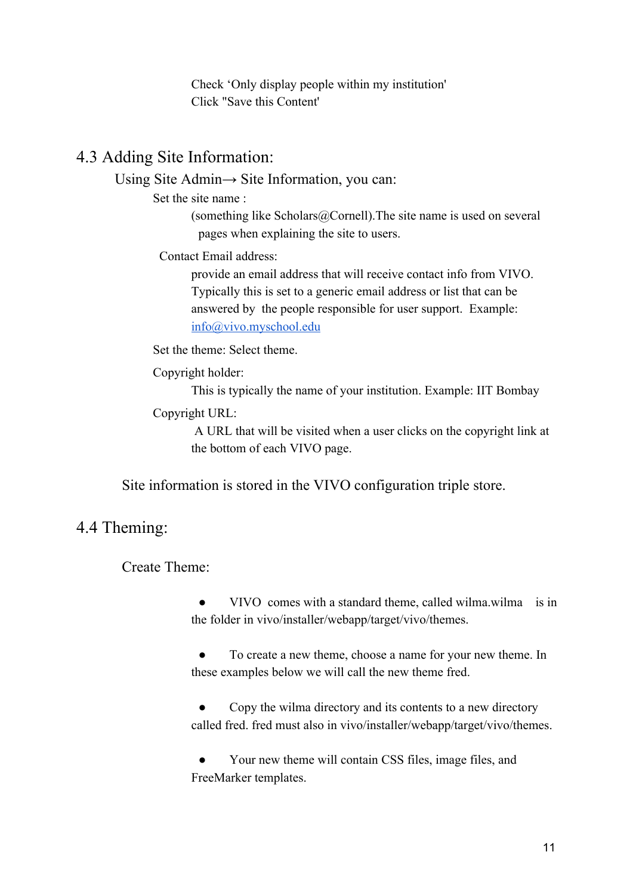Check ‘Only display people within my institution'
Click "Save this Content'

## 4.3 Adding Site Information:

Using Site Admin→ Site Information, you can:

Set the site name :

(something like Scholars@Cornell).The site name is used on several pages when explaining the site to users.

Contact Email address:

provide an email address that will receive contact info from VIVO. Typically this is set to a generic email address or list that can be answered by the people responsible for user support. Example: [info@vivo.myschool.edu](mailto:info@vivo.myschool.edu)

Set the theme: Select theme.

Copyright holder:

This is typically the name of your institution. Example: IIT Bombay

Copyright URL:

A URL that will be visited when a user clicks on the copyright link at the bottom of each VIVO page.

Site information is stored in the VIVO configuration triple store.

## 4.4 Theming:

Create Theme:

- VIVO comes with a standard theme, called wilma.wilma is in the folder in vivo/installer/webapp/target/vivo/themes.
- To create a new theme, choose a name for your new theme. In these examples below we will call the new theme fred.
- Copy the wilma directory and its contents to a new directory called fred. fred must also in vivo/installer/webapp/target/vivo/themes.
- Your new theme will contain CSS files, image files, and FreeMarker templates.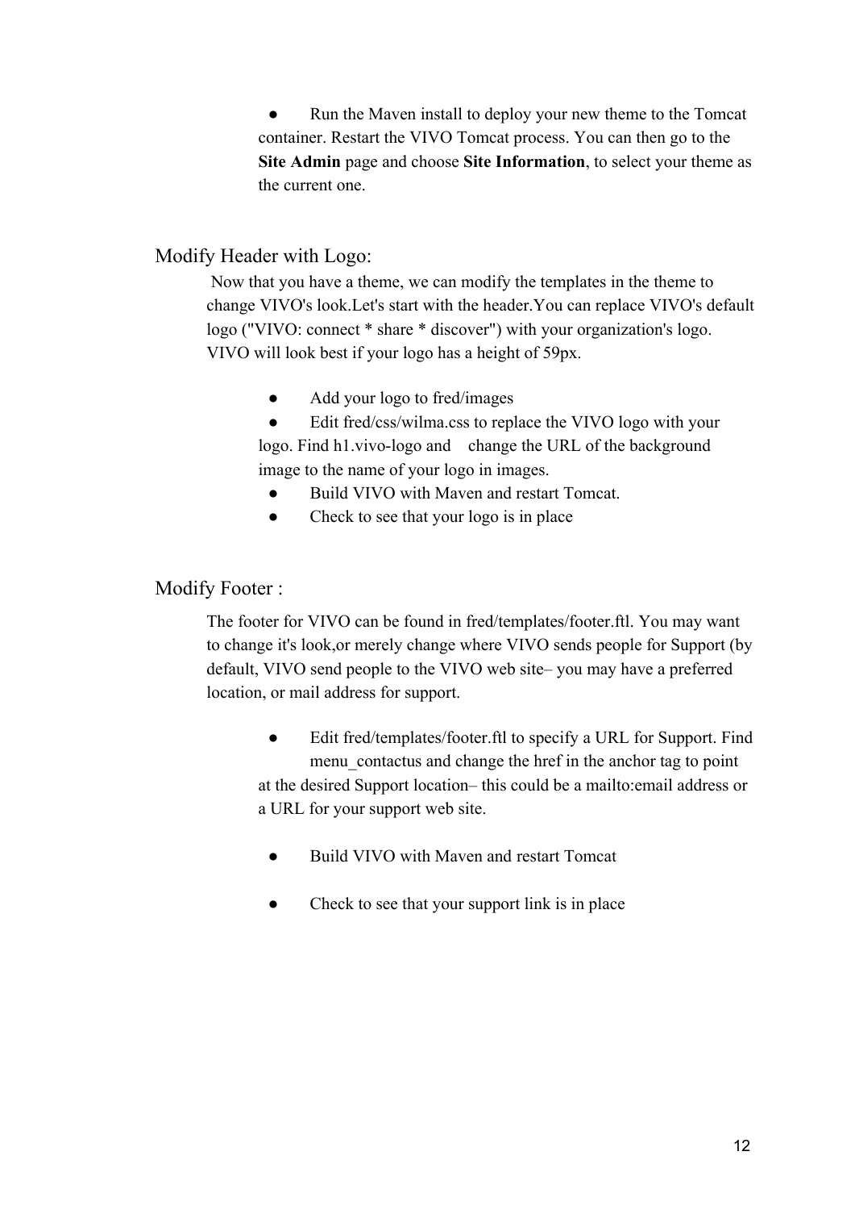- Run the Maven install to deploy your new theme to the Tomcat container. Restart the VIVO Tomcat process. You can then go to the **Site Admin** page and choose **Site Information**, to select your theme as the current one.

## Modify Header with Logo:

Now that you have a theme, we can modify the templates in the theme to change VIVO's look.Let's start with the header.You can replace VIVO's default logo ("VIVO: connect * share * discover") with your organization's logo. VIVO will look best if your logo has a height of 59px.

- Add your logo to fred/images
- Edit fred/css/wilma.css to replace the VIVO logo with your logo. Find h1.vivo-logo and change the URL of the background image to the name of your logo in images.
- Build VIVO with Maven and restart Tomcat.
- Check to see that your logo is in place

## Modify Footer :

The footer for VIVO can be found in fred/templates/footer.ftl. You may want to change it's look,or merely change where VIVO sends people for Support (by default, VIVO send people to the VIVO web site– you may have a preferred location, or mail address for support.

- Edit fred/templates/footer.ftl to specify a URL for Support. Find menu_contactus and change the href in the anchor tag to point at the desired Support location– this could be a mailto:email address or a URL for your support web site.

- Build VIVO with Maven and restart Tomcat

- Check to see that your support link is in place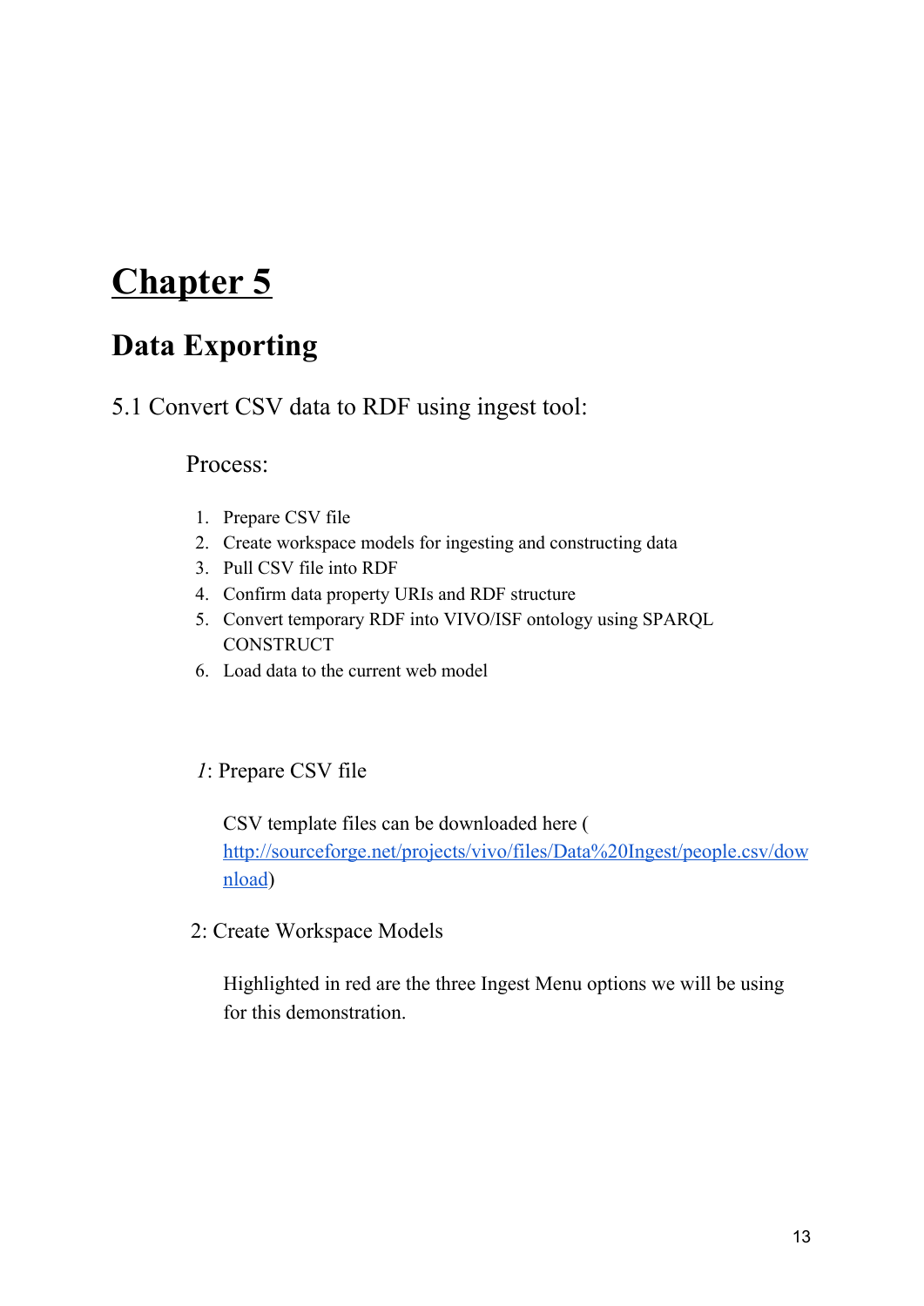# Chapter 5

## Data Exporting

### 5.1 Convert CSV data to RDF using ingest tool:

Process:

1. Prepare CSV file
2. Create workspace models for ingesting and constructing data
3. Pull CSV file into RDF
4. Confirm data property URIs and RDF structure
5. Convert temporary RDF into VIVO/ISF ontology using SPARQL CONSTRUCT
6. Load data to the current web model

*1*: Prepare CSV file

CSV template files can be downloaded here ( [http://sourceforge.net/projects/vivo/files/Data%20Ingest/people.csv/download](http://sourceforge.net/projects/vivo/files/Data%20Ingest/people.csv/download))

2: Create Workspace Models

Highlighted in red are the three Ingest Menu options we will be using for this demonstration.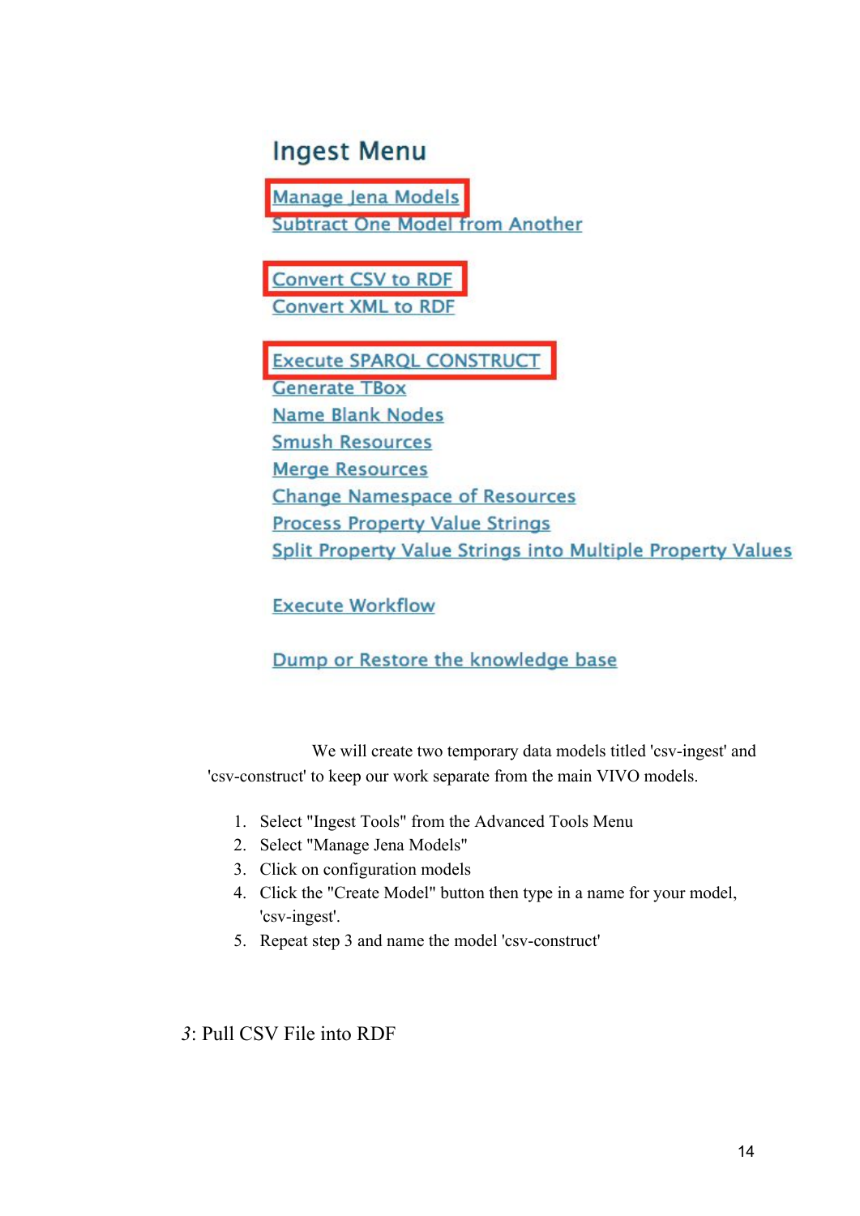## Ingest Menu

Manage Jena Models
Subtract One Model from Another

Convert CSV to RDF
Convert XML to RDF

Execute SPARQL CONSTRUCT
Generate TBox
Name Blank Nodes
Smush Resources
Merge Resources
Change Namespace of Resources
Process Property Value Strings
Split Property Value Strings into Multiple Property Values

Execute Workflow

Dump or Restore the knowledge base

We will create two temporary data models titled 'csv-ingest' and 'csv-construct' to keep our work separate from the main VIVO models.

1. Select "Ingest Tools" from the Advanced Tools Menu
2. Select "Manage Jena Models"
3. Click on configuration models
4. Click the "Create Model" button then type in a name for your model, 'csv-ingest'.
5. Repeat step 3 and name the model 'csv-construct'

*3*: Pull CSV File into RDF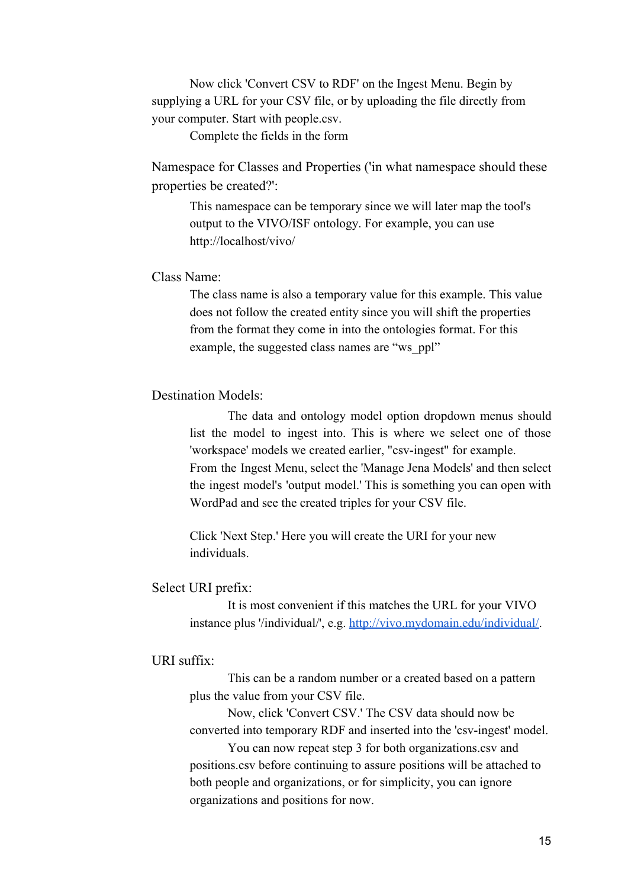Now click 'Convert CSV to RDF' on the Ingest Menu. Begin by supplying a URL for your CSV file, or by uploading the file directly from your computer. Start with people.csv.

Complete the fields in the form

Namespace for Classes and Properties ('in what namespace should these properties be created?':

> This namespace can be temporary since we will later map the tool's output to the VIVO/ISF ontology. For example, you can use http://localhost/vivo/

Class Name:

> The class name is also a temporary value for this example. This value does not follow the created entity since you will shift the properties from the format they come in into the ontologies format. For this example, the suggested class names are "ws_ppl"

Destination Models:

> The data and ontology model option dropdown menus should list the model to ingest into. This is where we select one of those 'workspace' models we created earlier, "csv-ingest" for example. From the Ingest Menu, select the 'Manage Jena Models' and then select the ingest model's 'output model.' This is something you can open with WordPad and see the created triples for your CSV file.
>
> Click 'Next Step.' Here you will create the URI for your new individuals.

Select URI prefix:

> It is most convenient if this matches the URL for your VIVO instance plus '/individual/', e.g. [http://vivo.mydomain.edu/individual/](http://vivo.mydomain.edu/individual/).

URI suffix:

> This can be a random number or a created based on a pattern plus the value from your CSV file.
>
> Now, click 'Convert CSV.' The CSV data should now be converted into temporary RDF and inserted into the 'csv-ingest' model.
>
> You can now repeat step 3 for both organizations.csv and positions.csv before continuing to assure positions will be attached to both people and organizations, or for simplicity, you can ignore organizations and positions for now.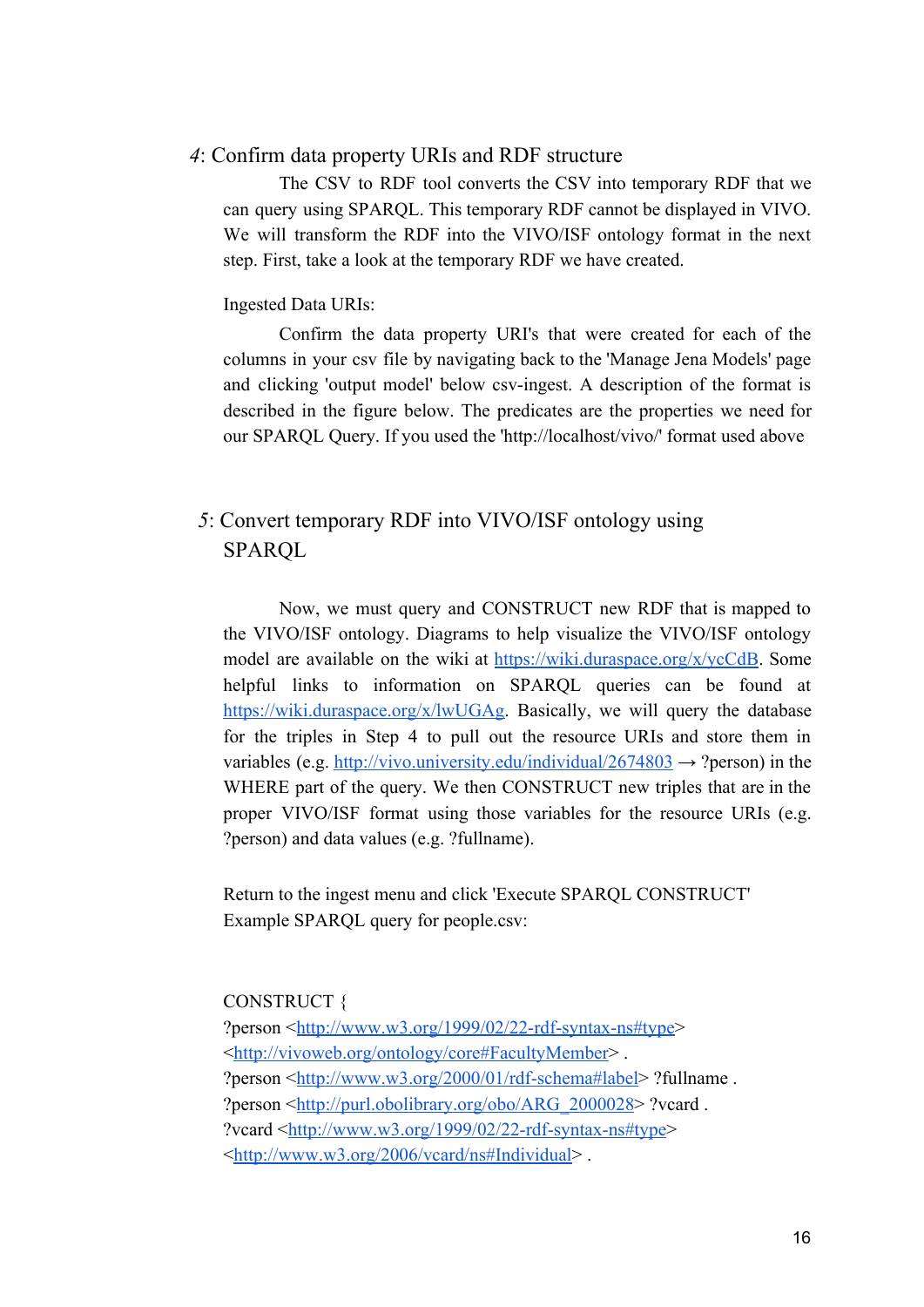## *4*: Confirm data property URIs and RDF structure

The CSV to RDF tool converts the CSV into temporary RDF that we can query using SPARQL. This temporary RDF cannot be displayed in VIVO. We will transform the RDF into the VIVO/ISF ontology format in the next step. First, take a look at the temporary RDF we have created.

Ingested Data URIs:

Confirm the data property URI's that were created for each of the columns in your csv file by navigating back to the 'Manage Jena Models' page and clicking 'output model' below csv-ingest. A description of the format is described in the figure below. The predicates are the properties we need for our SPARQL Query. If you used the 'http://localhost/vivo/' format used above

## *5*: Convert temporary RDF into VIVO/ISF ontology using SPARQL

Now, we must query and CONSTRUCT new RDF that is mapped to the VIVO/ISF ontology. Diagrams to help visualize the VIVO/ISF ontology model are available on the wiki at https://wiki.duraspace.org/x/ycCdB. Some helpful links to information on SPARQL queries can be found at https://wiki.duraspace.org/x/lwUGAg. Basically, we will query the database for the triples in Step 4 to pull out the resource URIs and store them in variables (e.g. http://vivo.university.edu/individual/2674803 → ?person) in the WHERE part of the query. We then CONSTRUCT new triples that are in the proper VIVO/ISF format using those variables for the resource URIs (e.g. ?person) and data values (e.g. ?fullname).

Return to the ingest menu and click 'Execute SPARQL CONSTRUCT'
Example SPARQL query for people.csv:

```
CONSTRUCT {
?person <http://www.w3.org/1999/02/22-rdf-syntax-ns#type>
<http://vivoweb.org/ontology/core#FacultyMember> .
?person <http://www.w3.org/2000/01/rdf-schema#label> ?fullname .
?person <http://purl.obolibrary.org/obo/ARG_2000028> ?vcard .
?vcard <http://www.w3.org/1999/02/22-rdf-syntax-ns#type>
<http://www.w3.org/2006/vcard/ns#Individual> .
```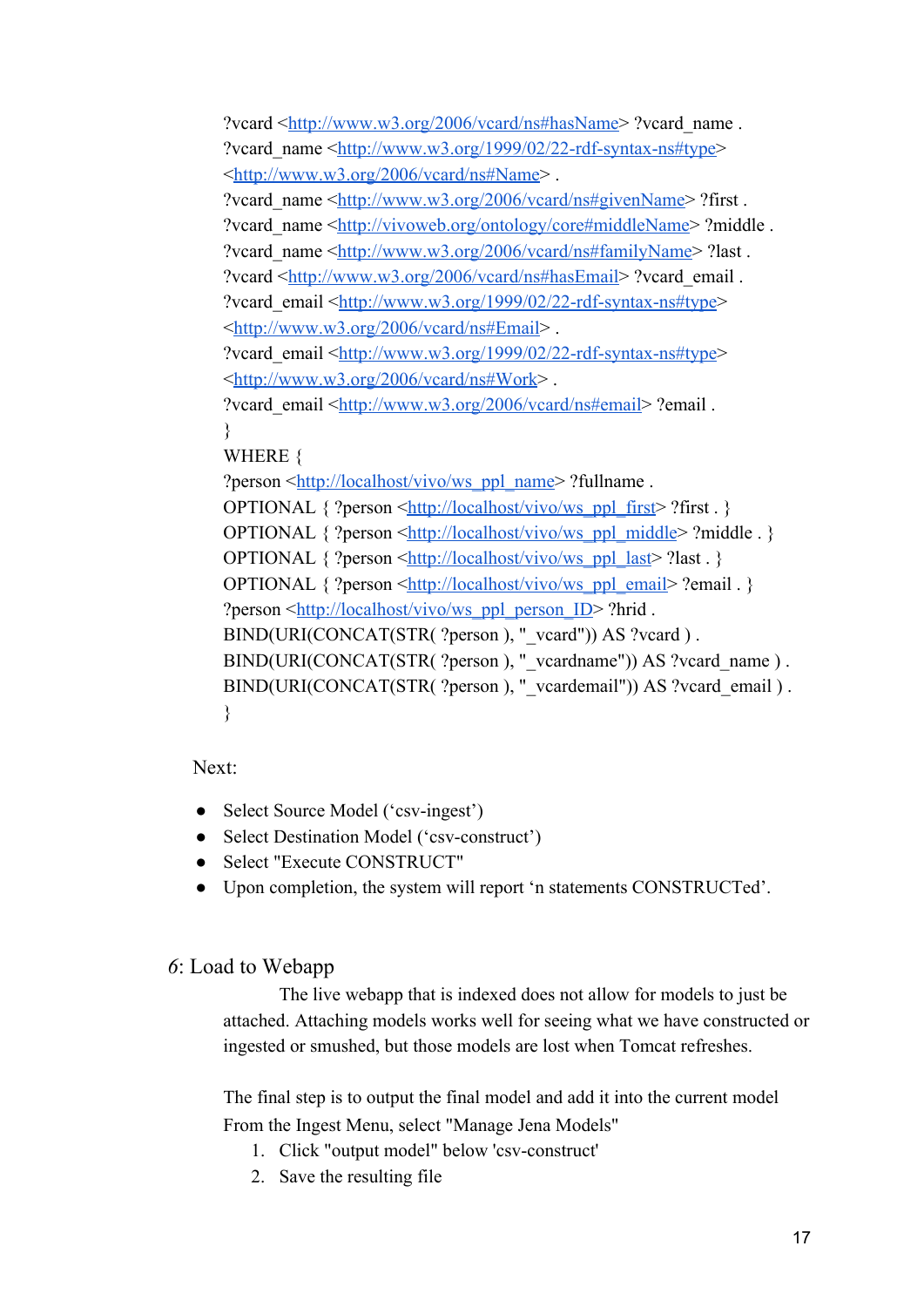```
?vcard <http://www.w3.org/2006/vcard/ns#hasName> ?vcard_name .
?vcard_name <http://www.w3.org/1999/02/22-rdf-syntax-ns#type>
<http://www.w3.org/2006/vcard/ns#Name> .
?vcard_name <http://www.w3.org/2006/vcard/ns#givenName> ?first .
?vcard_name <http://vivoweb.org/ontology/core#middleName> ?middle .
?vcard_name <http://www.w3.org/2006/vcard/ns#familyName> ?last .
?vcard <http://www.w3.org/2006/vcard/ns#hasEmail> ?vcard_email .
?vcard_email <http://www.w3.org/1999/02/22-rdf-syntax-ns#type>
<http://www.w3.org/2006/vcard/ns#Email> .
?vcard_email <http://www.w3.org/1999/02/22-rdf-syntax-ns#type>
<http://www.w3.org/2006/vcard/ns#Work> .
?vcard_email <http://www.w3.org/2006/vcard/ns#email> ?email .
}
WHERE {
?person <http://localhost/vivo/ws_ppl_name> ?fullname .
OPTIONAL { ?person <http://localhost/vivo/ws_ppl_first> ?first . }
OPTIONAL { ?person <http://localhost/vivo/ws_ppl_middle> ?middle . }
OPTIONAL { ?person <http://localhost/vivo/ws_ppl_last> ?last . }
OPTIONAL { ?person <http://localhost/vivo/ws_ppl_email> ?email . }
?person <http://localhost/vivo/ws_ppl_person_ID> ?hrid .
BIND(URI(CONCAT(STR( ?person ), "_vcard")) AS ?vcard ) .
BIND(URI(CONCAT(STR( ?person ), "_vcardname")) AS ?vcard_name ) .
BIND(URI(CONCAT(STR( ?person ), "_vcardemail")) AS ?vcard_email ) .
}
```

Next:

- Select Source Model ('csv-ingest')
- Select Destination Model ('csv-construct')
- Select "Execute CONSTRUCT"
- Upon completion, the system will report 'n statements CONSTRUCTed'.

## *6*: Load to Webapp

The live webapp that is indexed does not allow for models to just be attached. Attaching models works well for seeing what we have constructed or ingested or smushed, but those models are lost when Tomcat refreshes.

The final step is to output the final model and add it into the current model From the Ingest Menu, select "Manage Jena Models"

1. Click "output model" below 'csv-construct'
2. Save the resulting file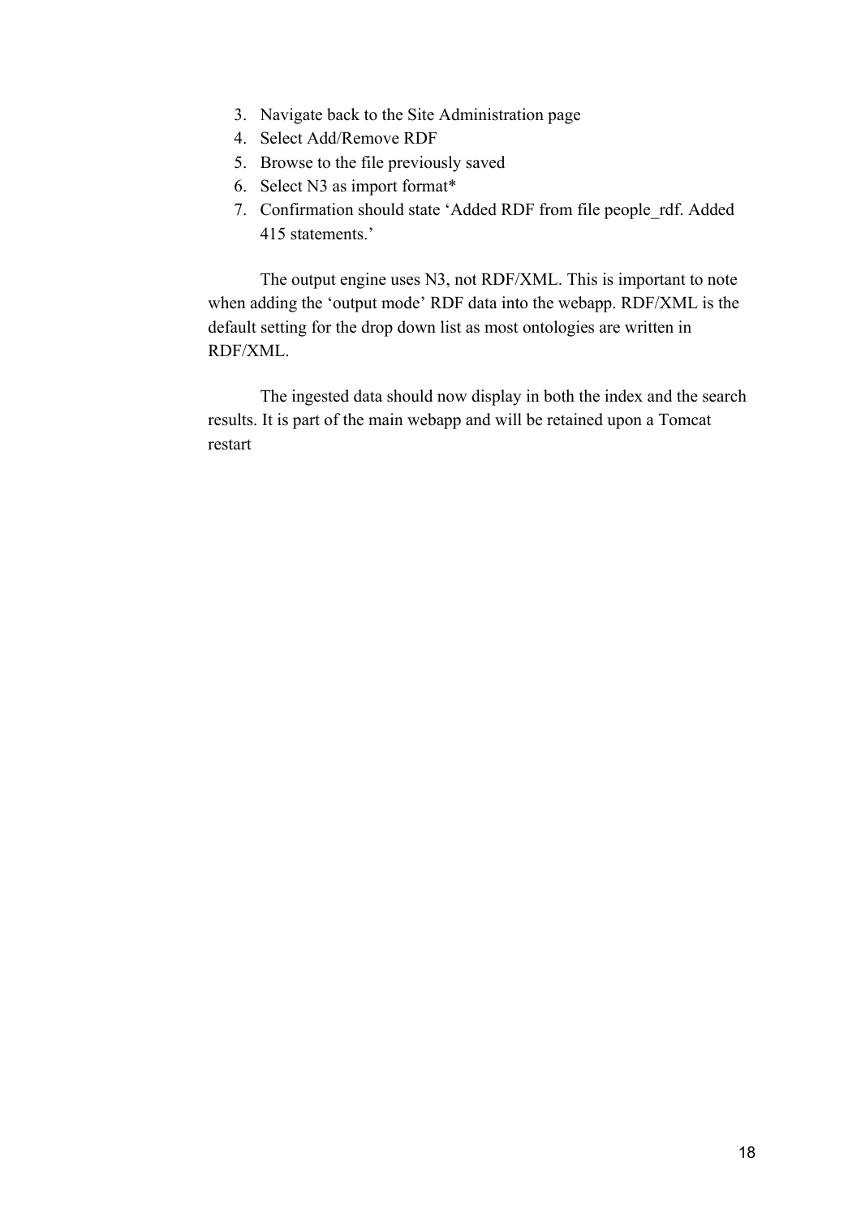3. Navigate back to the Site Administration page
4. Select Add/Remove RDF
5. Browse to the file previously saved
6. Select N3 as import format*
7. Confirmation should state 'Added RDF from file people_rdf. Added 415 statements.'

The output engine uses N3, not RDF/XML. This is important to note when adding the 'output mode' RDF data into the webapp. RDF/XML is the default setting for the drop down list as most ontologies are written in RDF/XML.

The ingested data should now display in both the index and the search results. It is part of the main webapp and will be retained upon a Tomcat restart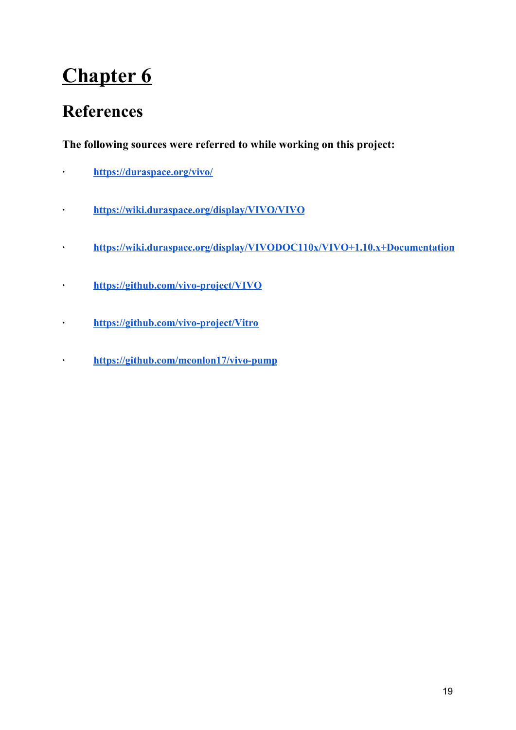# Chapter 6

## References

**The following sources were referred to while working on this project:**

- **https://duraspace.org/vivo/**
- **https://wiki.duraspace.org/display/VIVO/VIVO**
- **https://wiki.duraspace.org/display/VIVODOC110x/VIVO+1.10.x+Documentation**
- **https://github.com/vivo-project/VIVO**
- **https://github.com/vivo-project/Vitro**
- **https://github.com/mconlon17/vivo-pump**